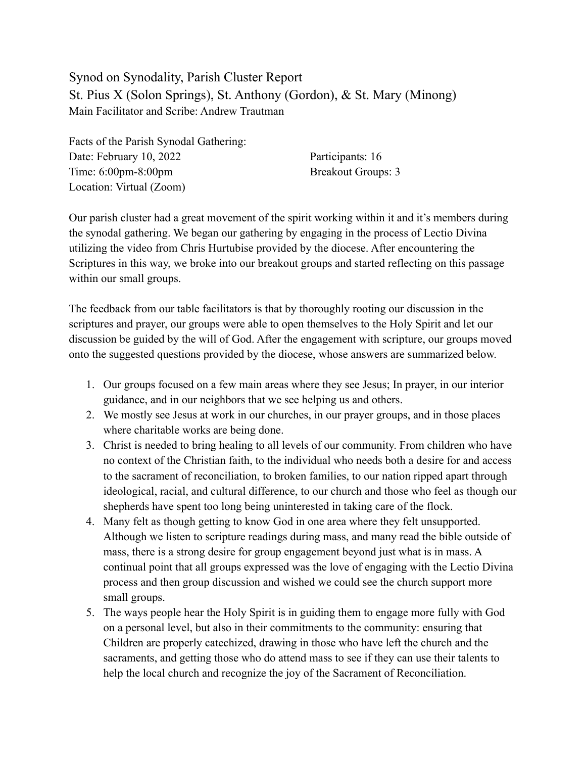Synod on Synodality, Parish Cluster Report

St. Pius X (Solon Springs), St. Anthony (Gordon), & St. Mary (Minong)

Main Facilitator and Scribe: Andrew Trautman

Facts of the Parish Synodal Gathering:

Date: February 10, 2022

Time: 6:00pm-8:00pm

Location: Virtual (Zoom)

Participants: 16

Breakout Groups: 3

Our parish cluster had a great movement of the spirit working within it and it's members during the synodal gathering. We began our gathering by engaging in the process of Lectio Divina utilizing the video from Chris Hurtubise provided by the diocese. After encountering the Scriptures in this way, we broke into our breakout groups and started reflecting on this passage within our small groups.

The feedback from our table facilitators is that by thoroughly rooting our discussion in the scriptures and prayer, our groups were able to open themselves to the Holy Spirit and let our discussion be guided by the will of God. After the engagement with scripture, our groups moved onto the suggested questions provided by the diocese, whose answers are summarized below.

1. Our groups focused on a few main areas where they see Jesus; In prayer, in our interior guidance, and in our neighbors that we see helping us and others.
2. We mostly see Jesus at work in our churches, in our prayer groups, and in those places where charitable works are being done.
3. Christ is needed to bring healing to all levels of our community. From children who have no context of the Christian faith, to the individual who needs both a desire for and access to the sacrament of reconciliation, to broken families, to our nation ripped apart through ideological, racial, and cultural difference, to our church and those who feel as though our shepherds have spent too long being uninterested in taking care of the flock.
4. Many felt as though getting to know God in one area where they felt unsupported. Although we listen to scripture readings during mass, and many read the bible outside of mass, there is a strong desire for group engagement beyond just what is in mass. A continual point that all groups expressed was the love of engaging with the Lectio Divina process and then group discussion and wished we could see the church support more small groups.
5. The ways people hear the Holy Spirit is in guiding them to engage more fully with God on a personal level, but also in their commitments to the community: ensuring that Children are properly catechized, drawing in those who have left the church and the sacraments, and getting those who do attend mass to see if they can use their talents to help the local church and recognize the joy of the Sacrament of Reconciliation.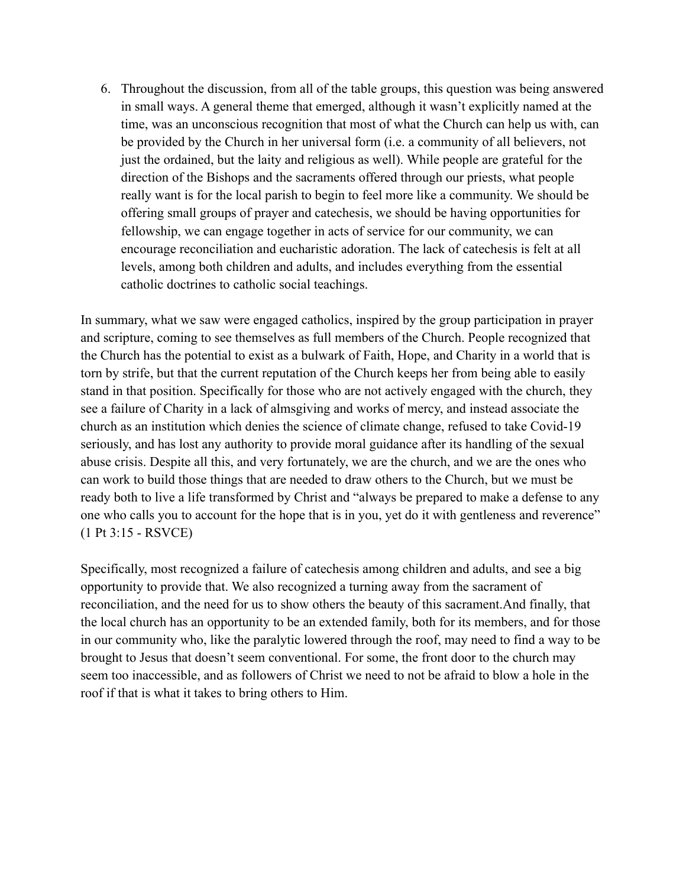6. Throughout the discussion, from all of the table groups, this question was being answered in small ways. A general theme that emerged, although it wasn't explicitly named at the time, was an unconscious recognition that most of what the Church can help us with, can be provided by the Church in her universal form (i.e. a community of all believers, not just the ordained, but the laity and religious as well). While people are grateful for the direction of the Bishops and the sacraments offered through our priests, what people really want is for the local parish to begin to feel more like a community. We should be offering small groups of prayer and catechesis, we should be having opportunities for fellowship, we can engage together in acts of service for our community, we can encourage reconciliation and eucharistic adoration. The lack of catechesis is felt at all levels, among both children and adults, and includes everything from the essential catholic doctrines to catholic social teachings.

In summary, what we saw were engaged catholics, inspired by the group participation in prayer and scripture, coming to see themselves as full members of the Church. People recognized that the Church has the potential to exist as a bulwark of Faith, Hope, and Charity in a world that is torn by strife, but that the current reputation of the Church keeps her from being able to easily stand in that position. Specifically for those who are not actively engaged with the church, they see a failure of Charity in a lack of almsgiving and works of mercy, and instead associate the church as an institution which denies the science of climate change, refused to take Covid-19 seriously, and has lost any authority to provide moral guidance after its handling of the sexual abuse crisis. Despite all this, and very fortunately, we are the church, and we are the ones who can work to build those things that are needed to draw others to the Church, but we must be ready both to live a life transformed by Christ and "always be prepared to make a defense to any one who calls you to account for the hope that is in you, yet do it with gentleness and reverence" (1 Pt 3:15 - RSVCE)

Specifically, most recognized a failure of catechesis among children and adults, and see a big opportunity to provide that. We also recognized a turning away from the sacrament of reconciliation, and the need for us to show others the beauty of this sacrament.And finally, that the local church has an opportunity to be an extended family, both for its members, and for those in our community who, like the paralytic lowered through the roof, may need to find a way to be brought to Jesus that doesn't seem conventional. For some, the front door to the church may seem too inaccessible, and as followers of Christ we need to not be afraid to blow a hole in the roof if that is what it takes to bring others to Him.